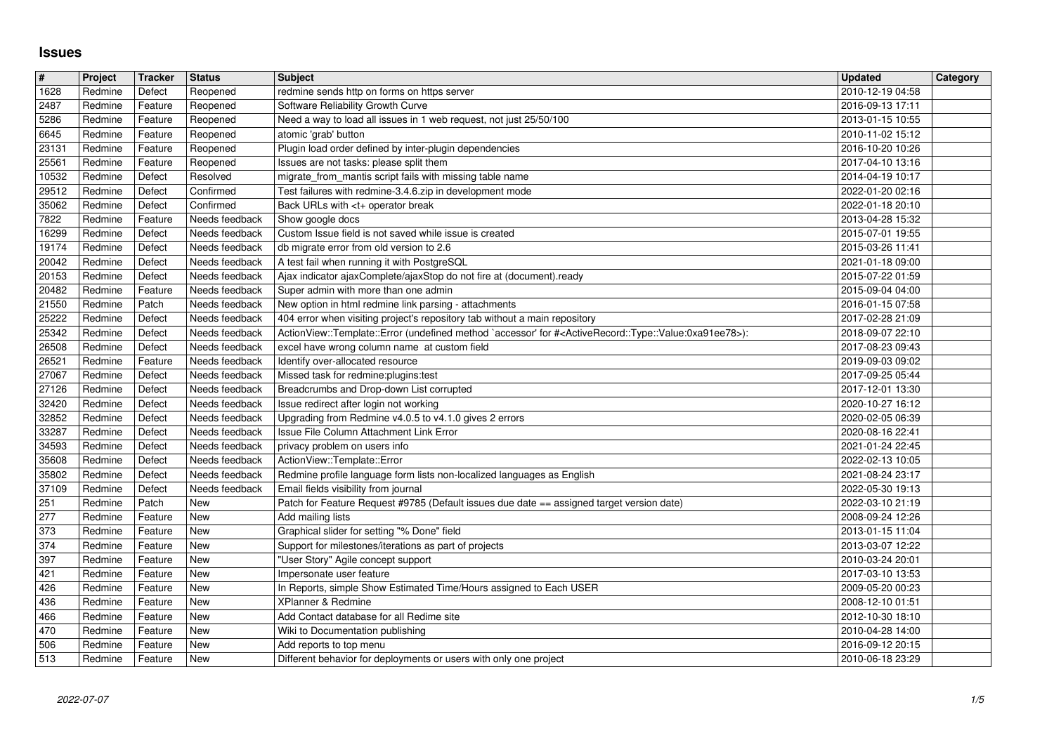# Issues

| # | Project | Tracker | Status | Subject | Updated | Category |
|---|---|---|---|---|---|---|
| 1628 | Redmine | Defect | Reopened | redmine sends http on forms on https server | 2010-12-19 04:58 | |
| 2487 | Redmine | Feature | Reopened | Software Reliability Growth Curve | 2016-09-13 17:11 | |
| 5286 | Redmine | Feature | Reopened | Need a way to load all issues in 1 web request, not just 25/50/100 | 2013-01-15 10:55 | |
| 6645 | Redmine | Feature | Reopened | atomic 'grab' button | 2010-11-02 15:12 | |
| 23131 | Redmine | Feature | Reopened | Plugin load order defined by inter-plugin dependencies | 2016-10-20 10:26 | |
| 25561 | Redmine | Feature | Reopened | Issues are not tasks: please split them | 2017-04-10 13:16 | |
| 10532 | Redmine | Defect | Resolved | migrate_from_mantis script fails with missing table name | 2014-04-19 10:17 | |
| 29512 | Redmine | Defect | Confirmed | Test failures with redmine-3.4.6.zip in development mode | 2022-01-20 02:16 | |
| 35062 | Redmine | Defect | Confirmed | Back URLs with <t+ operator break | 2022-01-18 20:10 | |
| 7822 | Redmine | Feature | Needs feedback | Show google docs | 2013-04-28 15:32 | |
| 16299 | Redmine | Defect | Needs feedback | Custom Issue field is not saved while issue is created | 2015-07-01 19:55 | |
| 19174 | Redmine | Defect | Needs feedback | db migrate error from old version to 2.6 | 2015-03-26 11:41 | |
| 20042 | Redmine | Defect | Needs feedback | A test fail when running it with PostgreSQL | 2021-01-18 09:00 | |
| 20153 | Redmine | Defect | Needs feedback | Ajax indicator ajaxComplete/ajaxStop do not fire at (document).ready | 2015-07-22 01:59 | |
| 20482 | Redmine | Feature | Needs feedback | Super admin with more than one admin | 2015-09-04 04:00 | |
| 21550 | Redmine | Patch | Needs feedback | New option in html redmine link parsing - attachments | 2016-01-15 07:58 | |
| 25222 | Redmine | Defect | Needs feedback | 404 error when visiting project's repository tab without a main repository | 2017-02-28 21:09 | |
| 25342 | Redmine | Defect | Needs feedback | ActionView::Template::Error (undefined method `accessor' for #<ActiveRecord::Type::Value:0xa91ee78>): | 2018-09-07 22:10 | |
| 26508 | Redmine | Defect | Needs feedback | excel have wrong column name at custom field | 2017-08-23 09:43 | |
| 26521 | Redmine | Feature | Needs feedback | Identify over-allocated resource | 2019-09-03 09:02 | |
| 27067 | Redmine | Defect | Needs feedback | Missed task for redmine:plugins:test | 2017-09-25 05:44 | |
| 27126 | Redmine | Defect | Needs feedback | Breadcrumbs and Drop-down List corrupted | 2017-12-01 13:30 | |
| 32420 | Redmine | Defect | Needs feedback | Issue redirect after login not working | 2020-10-27 16:12 | |
| 32852 | Redmine | Defect | Needs feedback | Upgrading from Redmine v4.0.5 to v4.1.0 gives 2 errors | 2020-02-05 06:39 | |
| 33287 | Redmine | Defect | Needs feedback | Issue File Column Attachment Link Error | 2020-08-16 22:41 | |
| 34593 | Redmine | Defect | Needs feedback | privacy problem on users info | 2021-01-24 22:45 | |
| 35608 | Redmine | Defect | Needs feedback | ActionView::Template::Error | 2022-02-13 10:05 | |
| 35802 | Redmine | Defect | Needs feedback | Redmine profile language form lists non-localized languages as English | 2021-08-24 23:17 | |
| 37109 | Redmine | Defect | Needs feedback | Email fields visibility from journal | 2022-05-30 19:13 | |
| 251 | Redmine | Patch | New | Patch for Feature Request #9785 (Default issues due date == assigned target version date) | 2022-03-10 21:19 | |
| 277 | Redmine | Feature | New | Add mailing lists | 2008-09-24 12:26 | |
| 373 | Redmine | Feature | New | Graphical slider for setting "% Done" field | 2013-01-15 11:04 | |
| 374 | Redmine | Feature | New | Support for milestones/iterations as part of projects | 2013-03-07 12:22 | |
| 397 | Redmine | Feature | New | "User Story" Agile concept support | 2010-03-24 20:01 | |
| 421 | Redmine | Feature | New | Impersonate user feature | 2017-03-10 13:53 | |
| 426 | Redmine | Feature | New | In Reports, simple Show Estimated Time/Hours assigned to Each USER | 2009-05-20 00:23 | |
| 436 | Redmine | Feature | New | XPlanner & Redmine | 2008-12-10 01:51 | |
| 466 | Redmine | Feature | New | Add Contact database for all Redime site | 2012-10-30 18:10 | |
| 470 | Redmine | Feature | New | Wiki to Documentation publishing | 2010-04-28 14:00 | |
| 506 | Redmine | Feature | New | Add reports to top menu | 2016-09-12 20:15 | |
| 513 | Redmine | Feature | New | Different behavior for deployments or users with only one project | 2010-06-18 23:29 | |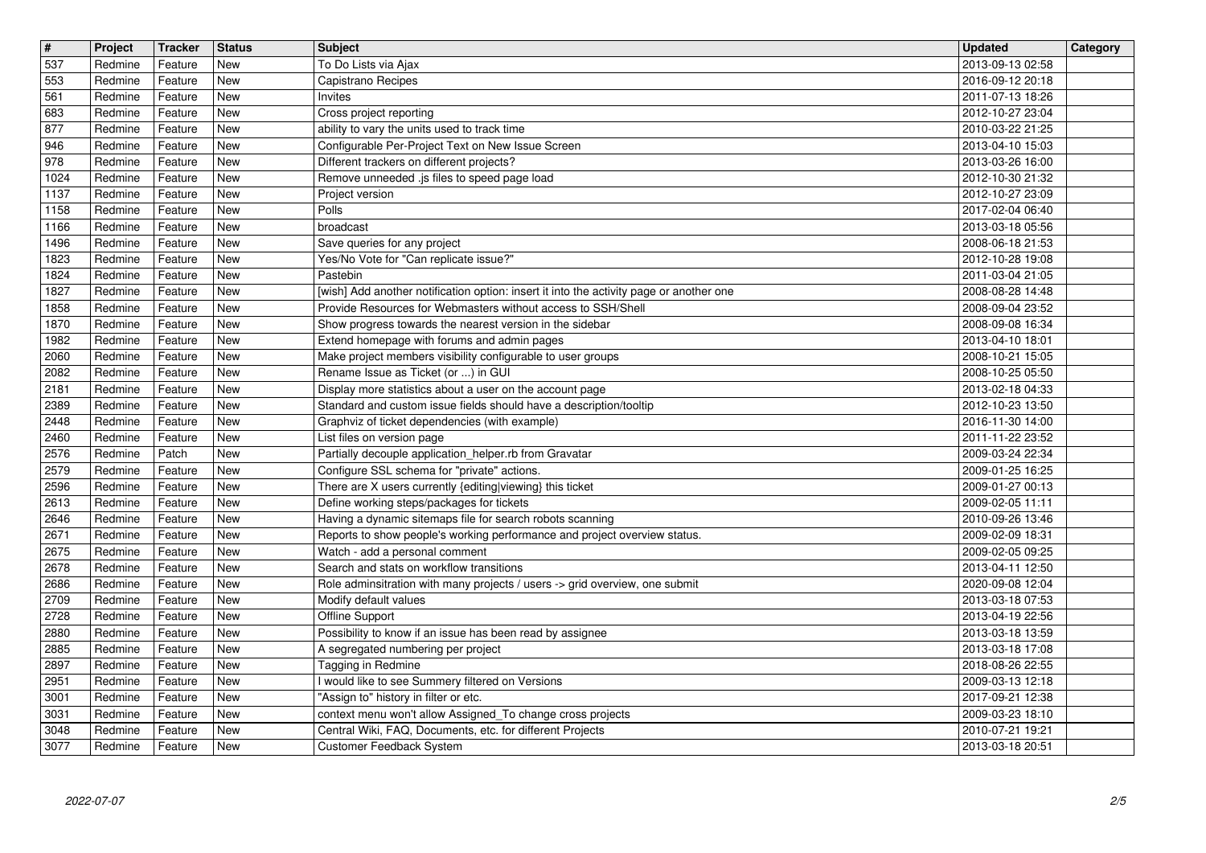| # | Project | Tracker | Status | Subject | Updated | Category |
| --- | --- | --- | --- | --- | --- | --- |
| 537 | Redmine | Feature | New | To Do Lists via Ajax | 2013-09-13 02:58 | |
| 553 | Redmine | Feature | New | Capistrano Recipes | 2016-09-12 20:18 | |
| 561 | Redmine | Feature | New | Invites | 2011-07-13 18:26 | |
| 683 | Redmine | Feature | New | Cross project reporting | 2012-10-27 23:04 | |
| 877 | Redmine | Feature | New | ability to vary the units used to track time | 2010-03-22 21:25 | |
| 946 | Redmine | Feature | New | Configurable Per-Project Text on New Issue Screen | 2013-04-10 15:03 | |
| 978 | Redmine | Feature | New | Different trackers on different projects? | 2013-03-26 16:00 | |
| 1024 | Redmine | Feature | New | Remove unneeded .js files to speed page load | 2012-10-30 21:32 | |
| 1137 | Redmine | Feature | New | Project version | 2012-10-27 23:09 | |
| 1158 | Redmine | Feature | New | Polls | 2017-02-04 06:40 | |
| 1166 | Redmine | Feature | New | broadcast | 2013-03-18 05:56 | |
| 1496 | Redmine | Feature | New | Save queries for any project | 2008-06-18 21:53 | |
| 1823 | Redmine | Feature | New | Yes/No Vote for "Can replicate issue?" | 2012-10-28 19:08 | |
| 1824 | Redmine | Feature | New | Pastebin | 2011-03-04 21:05 | |
| 1827 | Redmine | Feature | New | [wish] Add another notification option: insert it into the activity page or another one | 2008-08-28 14:48 | |
| 1858 | Redmine | Feature | New | Provide Resources for Webmasters without access to SSH/Shell | 2008-09-04 23:52 | |
| 1870 | Redmine | Feature | New | Show progress towards the nearest version in the sidebar | 2008-09-08 16:34 | |
| 1982 | Redmine | Feature | New | Extend homepage with forums and admin pages | 2013-04-10 18:01 | |
| 2060 | Redmine | Feature | New | Make project members visibility configurable to user groups | 2008-10-21 15:05 | |
| 2082 | Redmine | Feature | New | Rename Issue as Ticket (or ...) in GUI | 2008-10-25 05:50 | |
| 2181 | Redmine | Feature | New | Display more statistics about a user on the account page | 2013-02-18 04:33 | |
| 2389 | Redmine | Feature | New | Standard and custom issue fields should have a description/tooltip | 2012-10-23 13:50 | |
| 2448 | Redmine | Feature | New | Graphviz of ticket dependencies (with example) | 2016-11-30 14:00 | |
| 2460 | Redmine | Feature | New | List files on version page | 2011-11-22 23:52 | |
| 2576 | Redmine | Patch | New | Partially decouple application_helper.rb from Gravatar | 2009-03-24 22:34 | |
| 2579 | Redmine | Feature | New | Configure SSL schema for "private" actions. | 2009-01-25 16:25 | |
| 2596 | Redmine | Feature | New | There are X users currently {editing\|viewing} this ticket | 2009-01-27 00:13 | |
| 2613 | Redmine | Feature | New | Define working steps/packages for tickets | 2009-02-05 11:11 | |
| 2646 | Redmine | Feature | New | Having a dynamic sitemaps file for search robots scanning | 2010-09-26 13:46 | |
| 2671 | Redmine | Feature | New | Reports to show people's working performance and project overview status. | 2009-02-09 18:31 | |
| 2675 | Redmine | Feature | New | Watch - add a personal comment | 2009-02-05 09:25 | |
| 2678 | Redmine | Feature | New | Search and stats on workflow transitions | 2013-04-11 12:50 | |
| 2686 | Redmine | Feature | New | Role adminsitration with many projects / users -> grid overview, one submit | 2020-09-08 12:04 | |
| 2709 | Redmine | Feature | New | Modify default values | 2013-03-18 07:53 | |
| 2728 | Redmine | Feature | New | Offline Support | 2013-04-19 22:56 | |
| 2880 | Redmine | Feature | New | Possibility to know if an issue has been read by assignee | 2013-03-18 13:59 | |
| 2885 | Redmine | Feature | New | A segregated numbering per project | 2013-03-18 17:08 | |
| 2897 | Redmine | Feature | New | Tagging in Redmine | 2018-08-26 22:55 | |
| 2951 | Redmine | Feature | New | I would like to see Summery filtered on Versions | 2009-03-13 12:18 | |
| 3001 | Redmine | Feature | New | "Assign to" history in filter or etc. | 2017-09-21 12:38 | |
| 3031 | Redmine | Feature | New | context menu won't allow Assigned_To change cross projects | 2009-03-23 18:10 | |
| 3048 | Redmine | Feature | New | Central Wiki, FAQ, Documents, etc. for different Projects | 2010-07-21 19:21 | |
| 3077 | Redmine | Feature | New | Customer Feedback System | 2013-03-18 20:51 | |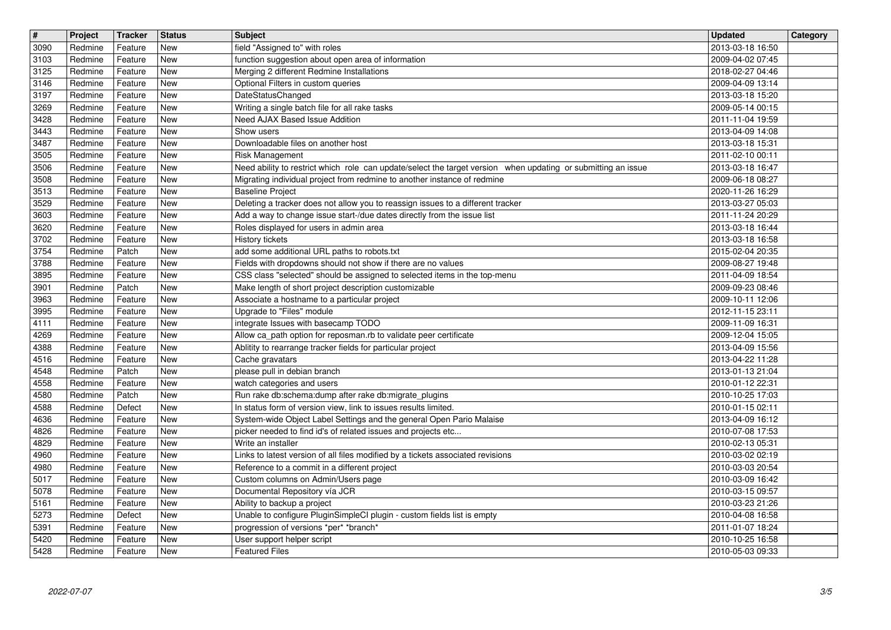| # | Project | Tracker | Status | Subject | Updated | Category |
|---|---|---|---|---|---|---|
| 3090 | Redmine | Feature | New | field "Assigned to" with roles | 2013-03-18 16:50 | |
| 3103 | Redmine | Feature | New | function suggestion about open area of information | 2009-04-02 07:45 | |
| 3125 | Redmine | Feature | New | Merging 2 different Redmine Installations | 2018-02-27 04:46 | |
| 3146 | Redmine | Feature | New | Optional Filters in custom queries | 2009-04-09 13:14 | |
| 3197 | Redmine | Feature | New | DateStatusChanged | 2013-03-18 15:20 | |
| 3269 | Redmine | Feature | New | Writing a single batch file for all rake tasks | 2009-05-14 00:15 | |
| 3428 | Redmine | Feature | New | Need AJAX Based Issue Addition | 2011-11-04 19:59 | |
| 3443 | Redmine | Feature | New | Show users | 2013-04-09 14:08 | |
| 3487 | Redmine | Feature | New | Downloadable files on another host | 2013-03-18 15:31 | |
| 3505 | Redmine | Feature | New | Risk Management | 2011-02-10 00:11 | |
| 3506 | Redmine | Feature | New | Need ability to restrict which role can update/select the target version when updating or submitting an issue | 2013-03-18 16:47 | |
| 3508 | Redmine | Feature | New | Migrating individual project from redmine to another instance of redmine | 2009-06-18 08:27 | |
| 3513 | Redmine | Feature | New | Baseline Project | 2020-11-26 16:29 | |
| 3529 | Redmine | Feature | New | Deleting a tracker does not allow you to reassign issues to a different tracker | 2013-03-27 05:03 | |
| 3603 | Redmine | Feature | New | Add a way to change issue start-/due dates directly from the issue list | 2011-11-24 20:29 | |
| 3620 | Redmine | Feature | New | Roles displayed for users in admin area | 2013-03-18 16:44 | |
| 3702 | Redmine | Feature | New | History tickets | 2013-03-18 16:58 | |
| 3754 | Redmine | Patch | New | add some additional URL paths to robots.txt | 2015-02-04 20:35 | |
| 3788 | Redmine | Feature | New | Fields with dropdowns should not show if there are no values | 2009-08-27 19:48 | |
| 3895 | Redmine | Feature | New | CSS class "selected" should be assigned to selected items in the top-menu | 2011-04-09 18:54 | |
| 3901 | Redmine | Patch | New | Make length of short project description customizable | 2009-09-23 08:46 | |
| 3963 | Redmine | Feature | New | Associate a hostname to a particular project | 2009-10-11 12:06 | |
| 3995 | Redmine | Feature | New | Upgrade to "Files" module | 2012-11-15 23:11 | |
| 4111 | Redmine | Feature | New | integrate Issues with basecamp TODO | 2009-11-09 16:31 | |
| 4269 | Redmine | Feature | New | Allow ca_path option for reposman.rb to validate peer certificate | 2009-12-04 15:05 | |
| 4388 | Redmine | Feature | New | Ablitity to rearrange tracker fields for particular project | 2013-04-09 15:56 | |
| 4516 | Redmine | Feature | New | Cache gravatars | 2013-04-22 11:28 | |
| 4548 | Redmine | Patch | New | please pull in debian branch | 2013-01-13 21:04 | |
| 4558 | Redmine | Feature | New | watch categories and users | 2010-01-12 22:31 | |
| 4580 | Redmine | Patch | New | Run rake db:schema:dump after rake db:migrate_plugins | 2010-10-25 17:03 | |
| 4588 | Redmine | Defect | New | In status form of version view, link to issues results limited. | 2010-01-15 02:11 | |
| 4636 | Redmine | Feature | New | System-wide Object Label Settings and the general Open Pario Malaise | 2013-04-09 16:12 | |
| 4826 | Redmine | Feature | New | picker needed to find id's of related issues and projects etc... | 2010-07-08 17:53 | |
| 4829 | Redmine | Feature | New | Write an installer | 2010-02-13 05:31 | |
| 4960 | Redmine | Feature | New | Links to latest version of all files modified by a tickets associated revisions | 2010-03-02 02:19 | |
| 4980 | Redmine | Feature | New | Reference to a commit in a different project | 2010-03-03 20:54 | |
| 5017 | Redmine | Feature | New | Custom columns on Admin/Users page | 2010-03-09 16:42 | |
| 5078 | Redmine | Feature | New | Documental Repository vía JCR | 2010-03-15 09:57 | |
| 5161 | Redmine | Feature | New | Ability to backup a project | 2010-03-23 21:26 | |
| 5273 | Redmine | Defect | New | Unable to configure PluginSimpleCI plugin - custom fields list is empty | 2010-04-08 16:58 | |
| 5391 | Redmine | Feature | New | progression of versions *per* *branch* | 2011-01-07 18:24 | |
| 5420 | Redmine | Feature | New | User support helper script | 2010-10-25 16:58 | |
| 5428 | Redmine | Feature | New | Featured Files | 2010-05-03 09:33 | |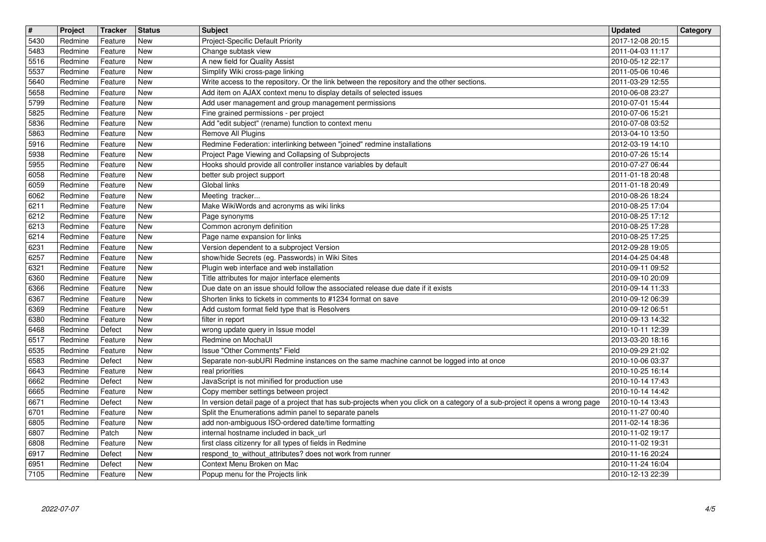| # | Project | Tracker | Status | Subject | Updated | Category |
|---|---|---|---|---|---|---|
| 5430 | Redmine | Feature | New | Project-Specific Default Priority | 2017-12-08 20:15 | |
| 5483 | Redmine | Feature | New | Change subtask view | 2011-04-03 11:17 | |
| 5516 | Redmine | Feature | New | A new field for Quality Assist | 2010-05-12 22:17 | |
| 5537 | Redmine | Feature | New | Simplify Wiki cross-page linking | 2011-05-06 10:46 | |
| 5640 | Redmine | Feature | New | Write access to the repository. Or the link between the repository and the other sections. | 2011-03-29 12:55 | |
| 5658 | Redmine | Feature | New | Add item on AJAX context menu to display details of selected issues | 2010-06-08 23:27 | |
| 5799 | Redmine | Feature | New | Add user management and group management permissions | 2010-07-01 15:44 | |
| 5825 | Redmine | Feature | New | Fine grained permissions - per project | 2010-07-06 15:21 | |
| 5836 | Redmine | Feature | New | Add "edit subject" (rename) function to context menu | 2010-07-08 03:52 | |
| 5863 | Redmine | Feature | New | Remove All Plugins | 2013-04-10 13:50 | |
| 5916 | Redmine | Feature | New | Redmine Federation: interlinking between "joined" redmine installations | 2012-03-19 14:10 | |
| 5938 | Redmine | Feature | New | Project Page Viewing and Collapsing of Subprojects | 2010-07-26 15:14 | |
| 5955 | Redmine | Feature | New | Hooks should provide all controller instance variables by default | 2010-07-27 06:44 | |
| 6058 | Redmine | Feature | New | better sub project support | 2011-01-18 20:48 | |
| 6059 | Redmine | Feature | New | Global links | 2011-01-18 20:49 | |
| 6062 | Redmine | Feature | New | Meeting tracker... | 2010-08-26 18:24 | |
| 6211 | Redmine | Feature | New | Make WikiWords and acronyms as wiki links | 2010-08-25 17:04 | |
| 6212 | Redmine | Feature | New | Page synonyms | 2010-08-25 17:12 | |
| 6213 | Redmine | Feature | New | Common acronym definition | 2010-08-25 17:28 | |
| 6214 | Redmine | Feature | New | Page name expansion for links | 2010-08-25 17:25 | |
| 6231 | Redmine | Feature | New | Version dependent to a subproject Version | 2012-09-28 19:05 | |
| 6257 | Redmine | Feature | New | show/hide Secrets (eg. Passwords) in Wiki Sites | 2014-04-25 04:48 | |
| 6321 | Redmine | Feature | New | Plugin web interface and web installation | 2010-09-11 09:52 | |
| 6360 | Redmine | Feature | New | Title attributes for major interface elements | 2010-09-10 20:09 | |
| 6366 | Redmine | Feature | New | Due date on an issue should follow the associated release due date if it exists | 2010-09-14 11:33 | |
| 6367 | Redmine | Feature | New | Shorten links to tickets in comments to #1234 format on save | 2010-09-12 06:39 | |
| 6369 | Redmine | Feature | New | Add custom format field type that is Resolvers | 2010-09-12 06:51 | |
| 6380 | Redmine | Feature | New | filter in report | 2010-09-13 14:32 | |
| 6468 | Redmine | Defect | New | wrong update query in Issue model | 2010-10-11 12:39 | |
| 6517 | Redmine | Feature | New | Redmine on MochaUI | 2013-03-20 18:16 | |
| 6535 | Redmine | Feature | New | Issue "Other Comments" Field | 2010-09-29 21:02 | |
| 6583 | Redmine | Defect | New | Separate non-subURI Redmine instances on the same machine cannot be logged into at once | 2010-10-06 03:37 | |
| 6643 | Redmine | Feature | New | real priorities | 2010-10-25 16:14 | |
| 6662 | Redmine | Defect | New | JavaScript is not minified for production use | 2010-10-14 17:43 | |
| 6665 | Redmine | Feature | New | Copy member settings between project | 2010-10-14 14:42 | |
| 6671 | Redmine | Defect | New | In version detail page of a project that has sub-projects when you click on a category of a sub-project it opens a wrong page | 2010-10-14 13:43 | |
| 6701 | Redmine | Feature | New | Split the Enumerations admin panel to separate panels | 2010-11-27 00:40 | |
| 6805 | Redmine | Feature | New | add non-ambiguous ISO-ordered date/time formatting | 2011-02-14 18:36 | |
| 6807 | Redmine | Patch | New | internal hostname included in back_url | 2010-11-02 19:17 | |
| 6808 | Redmine | Feature | New | first class citizenry for all types of fields in Redmine | 2010-11-02 19:31 | |
| 6917 | Redmine | Defect | New | respond_to_without_attributes? does not work from runner | 2010-11-16 20:24 | |
| 6951 | Redmine | Defect | New | Context Menu Broken on Mac | 2010-11-24 16:04 | |
| 7105 | Redmine | Feature | New | Popup menu for the Projects link | 2010-12-13 22:39 | |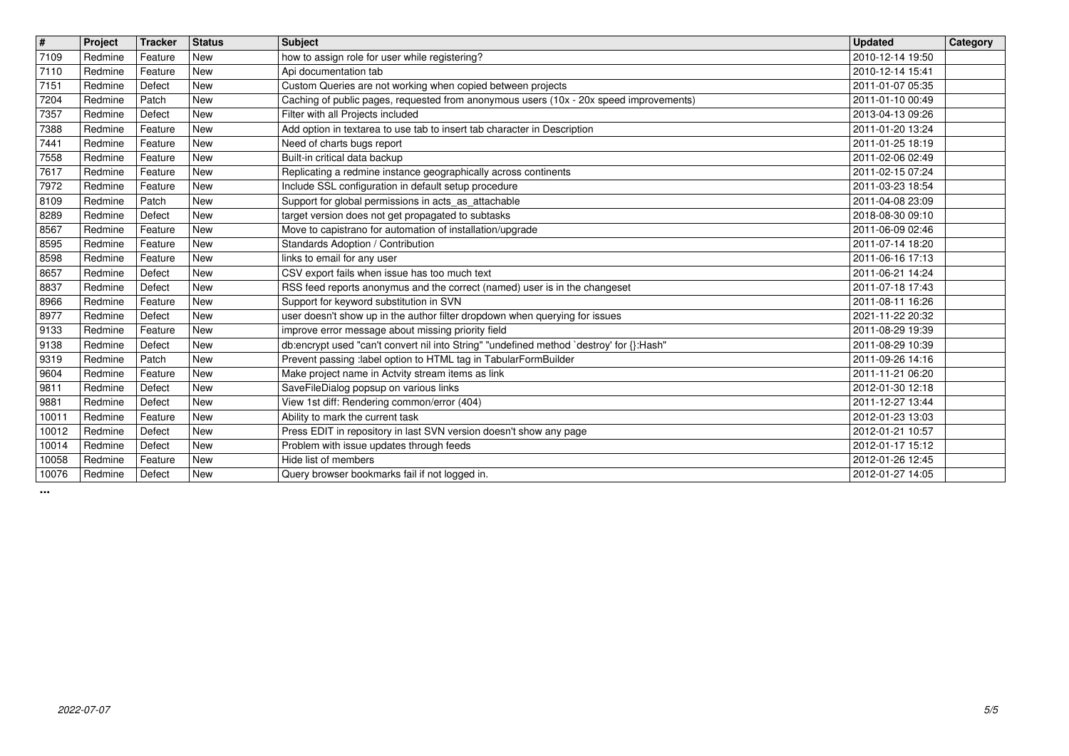| # | Project | Tracker | Status | Subject | Updated | Category |
|---|---|---|---|---|---|---|
| 7109 | Redmine | Feature | New | how to assign role for user while registering? | 2010-12-14 19:50 | |
| 7110 | Redmine | Feature | New | Api documentation tab | 2010-12-14 15:41 | |
| 7151 | Redmine | Defect | New | Custom Queries are not working when copied between projects | 2011-01-07 05:35 | |
| 7204 | Redmine | Patch | New | Caching of public pages, requested from anonymous users (10x - 20x speed improvements) | 2011-01-10 00:49 | |
| 7357 | Redmine | Defect | New | Filter with all Projects included | 2013-04-13 09:26 | |
| 7388 | Redmine | Feature | New | Add option in textarea to use tab to insert tab character in Description | 2011-01-20 13:24 | |
| 7441 | Redmine | Feature | New | Need of charts bugs report | 2011-01-25 18:19 | |
| 7558 | Redmine | Feature | New | Built-in critical data backup | 2011-02-06 02:49 | |
| 7617 | Redmine | Feature | New | Replicating a redmine instance geographically across continents | 2011-02-15 07:24 | |
| 7972 | Redmine | Feature | New | Include SSL configuration in default setup procedure | 2011-03-23 18:54 | |
| 8109 | Redmine | Patch | New | Support for global permissions in acts_as_attachable | 2011-04-08 23:09 | |
| 8289 | Redmine | Defect | New | target version does not get propagated to subtasks | 2018-08-30 09:10 | |
| 8567 | Redmine | Feature | New | Move to capistrano for automation of installation/upgrade | 2011-06-09 02:46 | |
| 8595 | Redmine | Feature | New | Standards Adoption / Contribution | 2011-07-14 18:20 | |
| 8598 | Redmine | Feature | New | links to email for any user | 2011-06-16 17:13 | |
| 8657 | Redmine | Defect | New | CSV export fails when issue has too much text | 2011-06-21 14:24 | |
| 8837 | Redmine | Defect | New | RSS feed reports anonymus and the correct (named) user is in the changeset | 2011-07-18 17:43 | |
| 8966 | Redmine | Feature | New | Support for keyword substitution in SVN | 2011-08-11 16:26 | |
| 8977 | Redmine | Defect | New | user doesn't show up in the author filter dropdown when querying for issues | 2021-11-22 20:32 | |
| 9133 | Redmine | Feature | New | improve error message about missing priority field | 2011-08-29 19:39 | |
| 9138 | Redmine | Defect | New | db:encrypt used "can't convert nil into String" "undefined method `destroy' for {}:Hash" | 2011-08-29 10:39 | |
| 9319 | Redmine | Patch | New | Prevent passing :label option to HTML tag in TabularFormBuilder | 2011-09-26 14:16 | |
| 9604 | Redmine | Feature | New | Make project name in Actvity stream items as link | 2011-11-21 06:20 | |
| 9811 | Redmine | Defect | New | SaveFileDialog popsup on various links | 2012-01-30 12:18 | |
| 9881 | Redmine | Defect | New | View 1st diff: Rendering common/error (404) | 2011-12-27 13:44 | |
| 10011 | Redmine | Feature | New | Ability to mark the current task | 2012-01-23 13:03 | |
| 10012 | Redmine | Defect | New | Press EDIT in repository in last SVN version doesn't show any page | 2012-01-21 10:57 | |
| 10014 | Redmine | Defect | New | Problem with issue updates through feeds | 2012-01-17 15:12 | |
| 10058 | Redmine | Feature | New | Hide list of members | 2012-01-26 12:45 | |
| 10076 | Redmine | Defect | New | Query browser bookmarks fail if not logged in. | 2012-01-27 14:05 | |

...